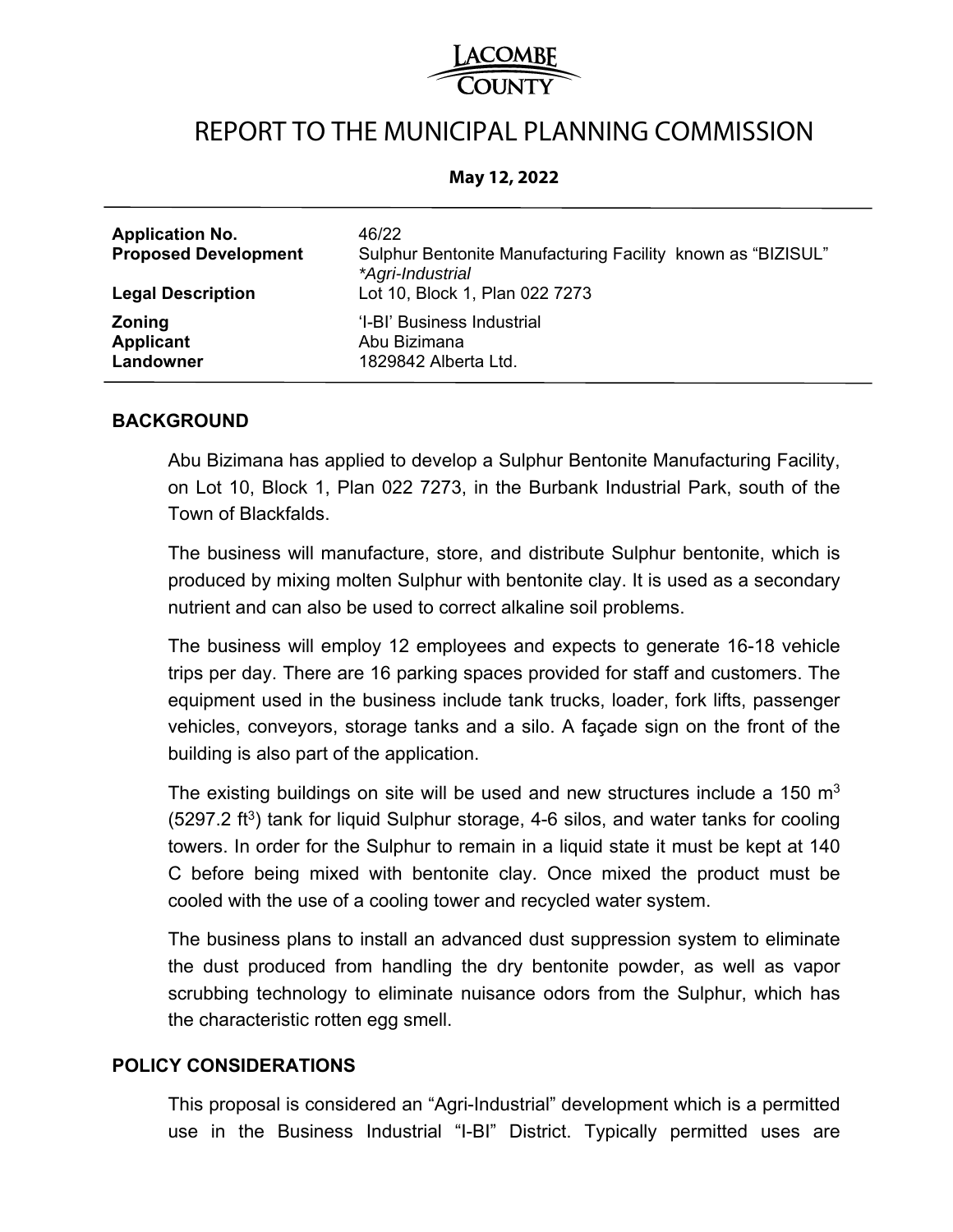LACOMBE COUNTY

# REPORT TO THE MUNICIPAL PLANNING COMMISSION

**May 12, 2022**

| | |
|---|---|
| **Application No.** | 46/22 |
| **Proposed Development** | Sulphur Bentonite Manufacturing Facility known as "BIZISUL" *\*Agri-Industrial* |
| **Legal Description** | Lot 10, Block 1, Plan 022 7273 |
| **Zoning** | 'I-BI' Business Industrial |
| **Applicant** | Abu Bizimana |
| **Landowner** | 1829842 Alberta Ltd. |

## BACKGROUND

Abu Bizimana has applied to develop a Sulphur Bentonite Manufacturing Facility, on Lot 10, Block 1, Plan 022 7273, in the Burbank Industrial Park, south of the Town of Blackfalds.

The business will manufacture, store, and distribute Sulphur bentonite, which is produced by mixing molten Sulphur with bentonite clay. It is used as a secondary nutrient and can also be used to correct alkaline soil problems.

The business will employ 12 employees and expects to generate 16-18 vehicle trips per day. There are 16 parking spaces provided for staff and customers. The equipment used in the business include tank trucks, loader, fork lifts, passenger vehicles, conveyors, storage tanks and a silo. A façade sign on the front of the building is also part of the application.

The existing buildings on site will be used and new structures include a 150 $m^3$ (5297.2 $ft^3$) tank for liquid Sulphur storage, 4-6 silos, and water tanks for cooling towers. In order for the Sulphur to remain in a liquid state it must be kept at 140 C before being mixed with bentonite clay. Once mixed the product must be cooled with the use of a cooling tower and recycled water system.

The business plans to install an advanced dust suppression system to eliminate the dust produced from handling the dry bentonite powder, as well as vapor scrubbing technology to eliminate nuisance odors from the Sulphur, which has the characteristic rotten egg smell.

## POLICY CONSIDERATIONS

This proposal is considered an "Agri-Industrial" development which is a permitted use in the Business Industrial "I-BI" District. Typically permitted uses are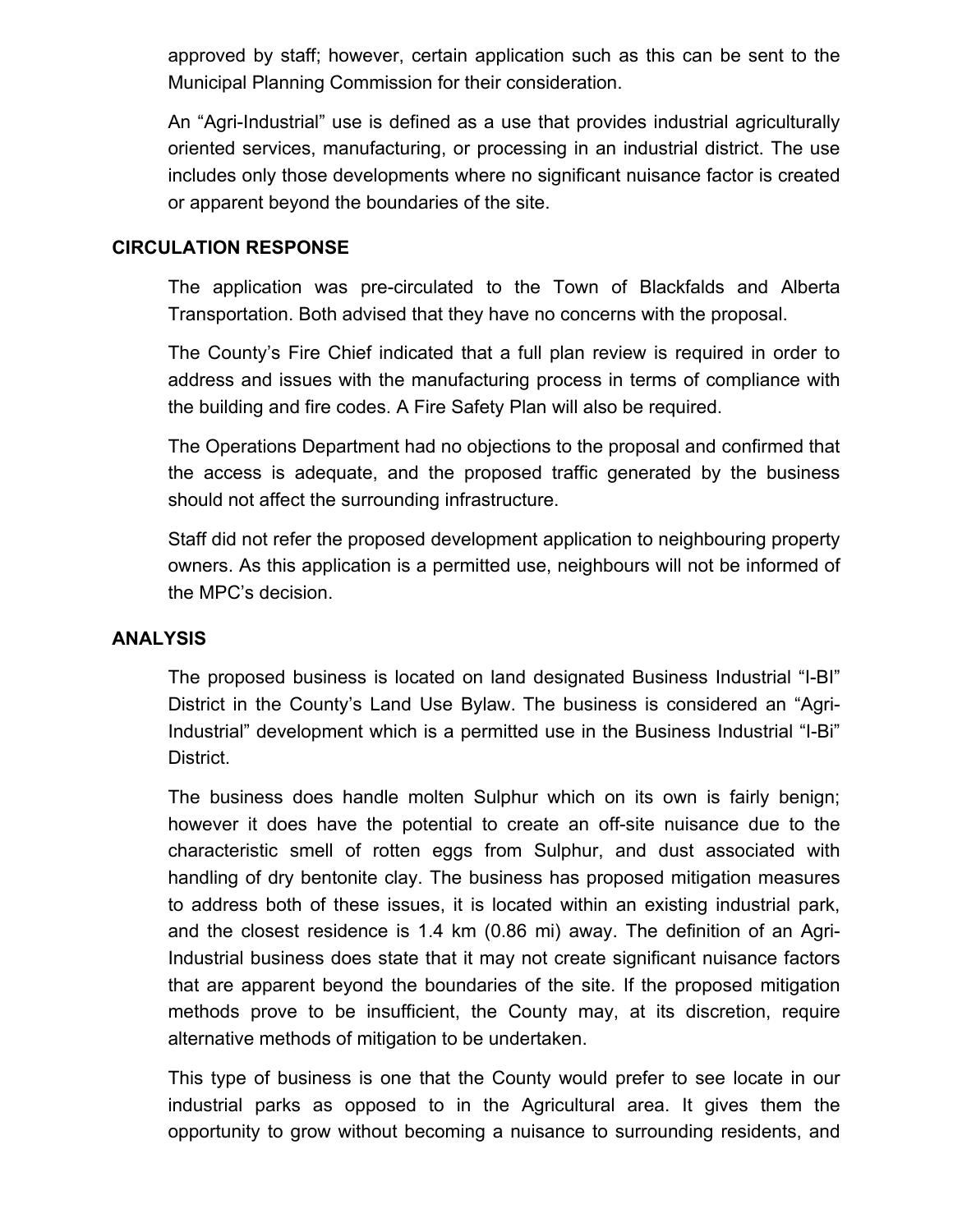approved by staff; however, certain application such as this can be sent to the Municipal Planning Commission for their consideration.

An “Agri-Industrial” use is defined as a use that provides industrial agriculturally oriented services, manufacturing, or processing in an industrial district. The use includes only those developments where no significant nuisance factor is created or apparent beyond the boundaries of the site.

## CIRCULATION RESPONSE

The application was pre-circulated to the Town of Blackfalds and Alberta Transportation. Both advised that they have no concerns with the proposal.

The County’s Fire Chief indicated that a full plan review is required in order to address and issues with the manufacturing process in terms of compliance with the building and fire codes. A Fire Safety Plan will also be required.

The Operations Department had no objections to the proposal and confirmed that the access is adequate, and the proposed traffic generated by the business should not affect the surrounding infrastructure.

Staff did not refer the proposed development application to neighbouring property owners. As this application is a permitted use, neighbours will not be informed of the MPC’s decision.

## ANALYSIS

The proposed business is located on land designated Business Industrial “I-BI” District in the County’s Land Use Bylaw. The business is considered an “Agri-Industrial” development which is a permitted use in the Business Industrial “I-Bi” District.

The business does handle molten Sulphur which on its own is fairly benign; however it does have the potential to create an off-site nuisance due to the characteristic smell of rotten eggs from Sulphur, and dust associated with handling of dry bentonite clay. The business has proposed mitigation measures to address both of these issues, it is located within an existing industrial park, and the closest residence is 1.4 km (0.86 mi) away. The definition of an Agri-Industrial business does state that it may not create significant nuisance factors that are apparent beyond the boundaries of the site. If the proposed mitigation methods prove to be insufficient, the County may, at its discretion, require alternative methods of mitigation to be undertaken.

This type of business is one that the County would prefer to see locate in our industrial parks as opposed to in the Agricultural area. It gives them the opportunity to grow without becoming a nuisance to surrounding residents, and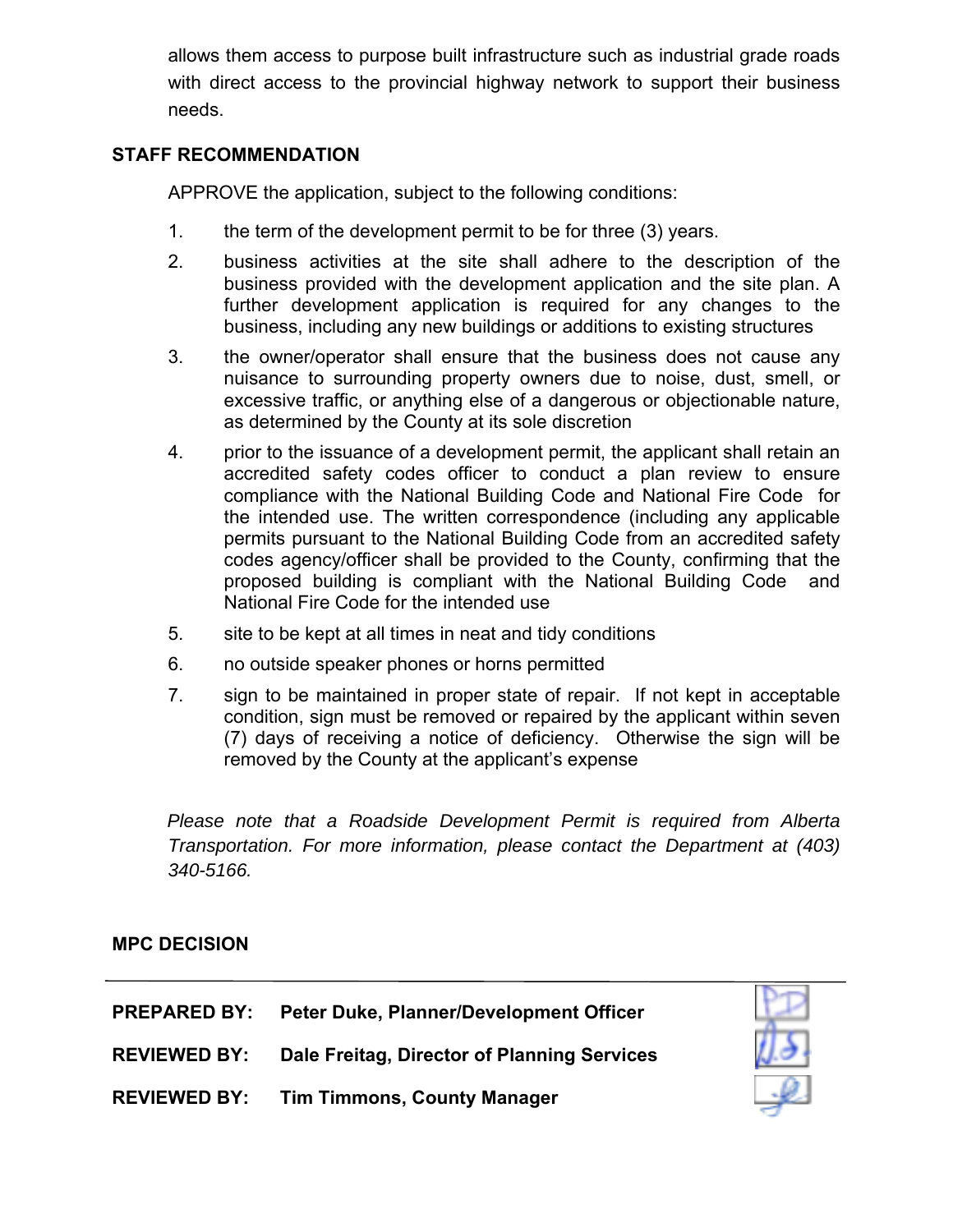allows them access to purpose built infrastructure such as industrial grade roads with direct access to the provincial highway network to support their business needs.

**STAFF RECOMMENDATION**

APPROVE the application, subject to the following conditions:

1. the term of the development permit to be for three (3) years.
2. business activities at the site shall adhere to the description of the business provided with the development application and the site plan. A further development application is required for any changes to the business, including any new buildings or additions to existing structures
3. the owner/operator shall ensure that the business does not cause any nuisance to surrounding property owners due to noise, dust, smell, or excessive traffic, or anything else of a dangerous or objectionable nature, as determined by the County at its sole discretion
4. prior to the issuance of a development permit, the applicant shall retain an accredited safety codes officer to conduct a plan review to ensure compliance with the National Building Code and National Fire Code for the intended use. The written correspondence (including any applicable permits pursuant to the National Building Code from an accredited safety codes agency/officer shall be provided to the County, confirming that the proposed building is compliant with the National Building Code and National Fire Code for the intended use
5. site to be kept at all times in neat and tidy conditions
6. no outside speaker phones or horns permitted
7. sign to be maintained in proper state of repair. If not kept in acceptable condition, sign must be removed or repaired by the applicant within seven (7) days of receiving a notice of deficiency. Otherwise the sign will be removed by the County at the applicant's expense

*Please note that a Roadside Development Permit is required from Alberta Transportation. For more information, please contact the Department at (403) 340-5166.*

**MPC DECISION**

---

**PREPARED BY:** **Peter Duke, Planner/Development Officer**

**REVIEWED BY:** **Dale Freitag, Director of Planning Services**

**REVIEWED BY:** **Tim Timmons, County Manager**